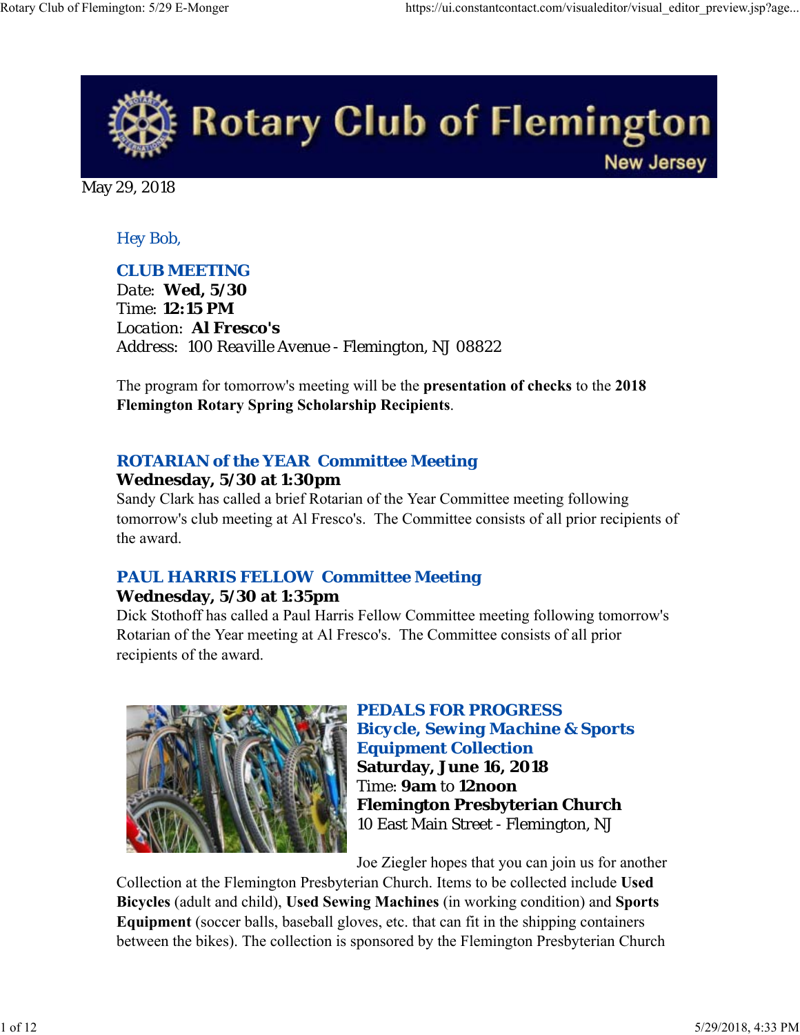# Rotary Club of Flemington

New Jersey

May 29, 2018

Hey Bob,

## CLUB MEETING

Date: **Wed, 5/30**
Time: **12:15 PM**
Location: **Al Fresco's**
Address: 100 Reaville Avenue - Flemington, NJ 08822

The program for tomorrow's meeting will be the **presentation of checks** to the **2018 Flemington Rotary Spring Scholarship Recipients**.

## ROTARIAN of the YEAR Committee Meeting

**Wednesday, 5/30 at 1:30pm**

Sandy Clark has called a brief Rotarian of the Year Committee meeting following tomorrow's club meeting at Al Fresco's. The Committee consists of all prior recipients of the award.

## PAUL HARRIS FELLOW Committee Meeting

**Wednesday, 5/30 at 1:35pm**

Dick Stothoff has called a Paul Harris Fellow Committee meeting following tomorrow's Rotarian of the Year meeting at Al Fresco's. The Committee consists of all prior recipients of the award.

## PEDALS FOR PROGRESS Bicycle, Sewing Machine & Sports Equipment Collection

**Saturday, June 16, 2018**
Time: **9am** to **12noon**
**Flemington Presbyterian Church**
10 East Main Street - Flemington, NJ

Joe Ziegler hopes that you can join us for another Collection at the Flemington Presbyterian Church. Items to be collected include **Used Bicycles** (adult and child), **Used Sewing Machines** (in working condition) and **Sports Equipment** (soccer balls, baseball gloves, etc. that can fit in the shipping containers between the bikes). The collection is sponsored by the Flemington Presbyterian Church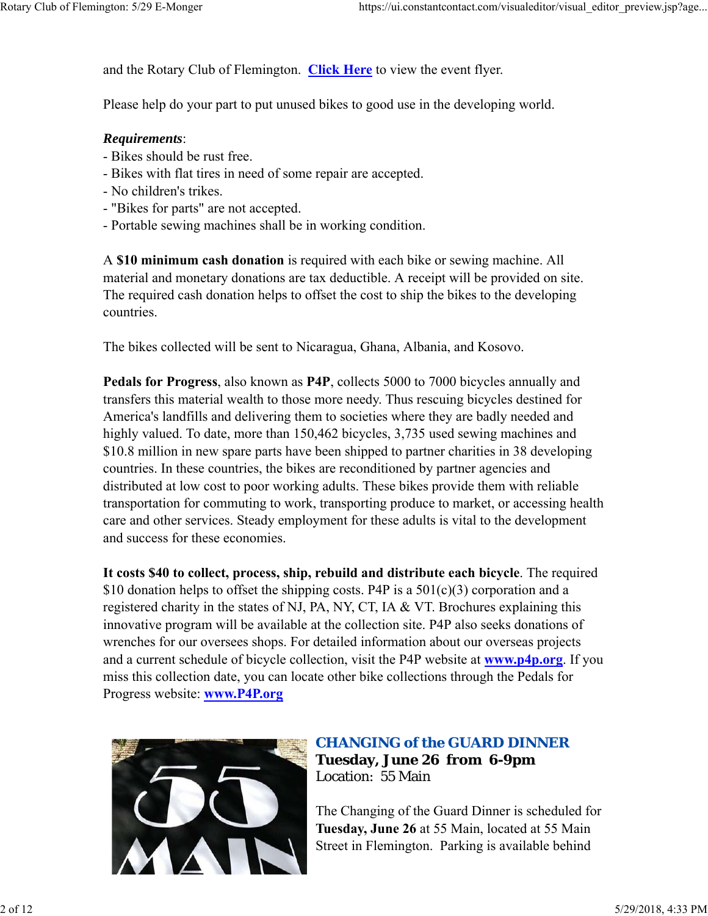and the Rotary Club of Flemington. **Click Here** to view the event flyer.

Please help do your part to put unused bikes to good use in the developing world.

***Requirements***:
- Bikes should be rust free.
- Bikes with flat tires in need of some repair are accepted.
- No children's trikes.
- "Bikes for parts" are not accepted.
- Portable sewing machines shall be in working condition.

A **$10 minimum cash donation** is required with each bike or sewing machine. All material and monetary donations are tax deductible. A receipt will be provided on site. The required cash donation helps to offset the cost to ship the bikes to the developing countries.

The bikes collected will be sent to Nicaragua, Ghana, Albania, and Kosovo.

**Pedals for Progress**, also known as **P4P**, collects 5000 to 7000 bicycles annually and transfers this material wealth to those more needy. Thus rescuing bicycles destined for America's landfills and delivering them to societies where they are badly needed and highly valued. To date, more than 150,462 bicycles, 3,735 used sewing machines and $10.8 million in new spare parts have been shipped to partner charities in 38 developing countries. In these countries, the bikes are reconditioned by partner agencies and distributed at low cost to poor working adults. These bikes provide them with reliable transportation for commuting to work, transporting produce to market, or accessing health care and other services. Steady employment for these adults is vital to the development and success for these economies.

**It costs $40 to collect, process, ship, rebuild and distribute each bicycle**. The required $10 donation helps to offset the shipping costs. P4P is a 501(c)(3) corporation and a registered charity in the states of NJ, PA, NY, CT, IA & VT. Brochures explaining this innovative program will be available at the collection site. P4P also seeks donations of wrenches for our oversees shops. For detailed information about our overseas projects and a current schedule of bicycle collection, visit the P4P website at **www.p4p.org**. If you miss this collection date, you can locate other bike collections through the Pedals for Progress website: **www.P4P.org**

## CHANGING of the GUARD DINNER

**Tuesday, June 26 from 6-9pm**
Location: 55 Main

The Changing of the Guard Dinner is scheduled for **Tuesday, June 26** at 55 Main, located at 55 Main Street in Flemington. Parking is available behind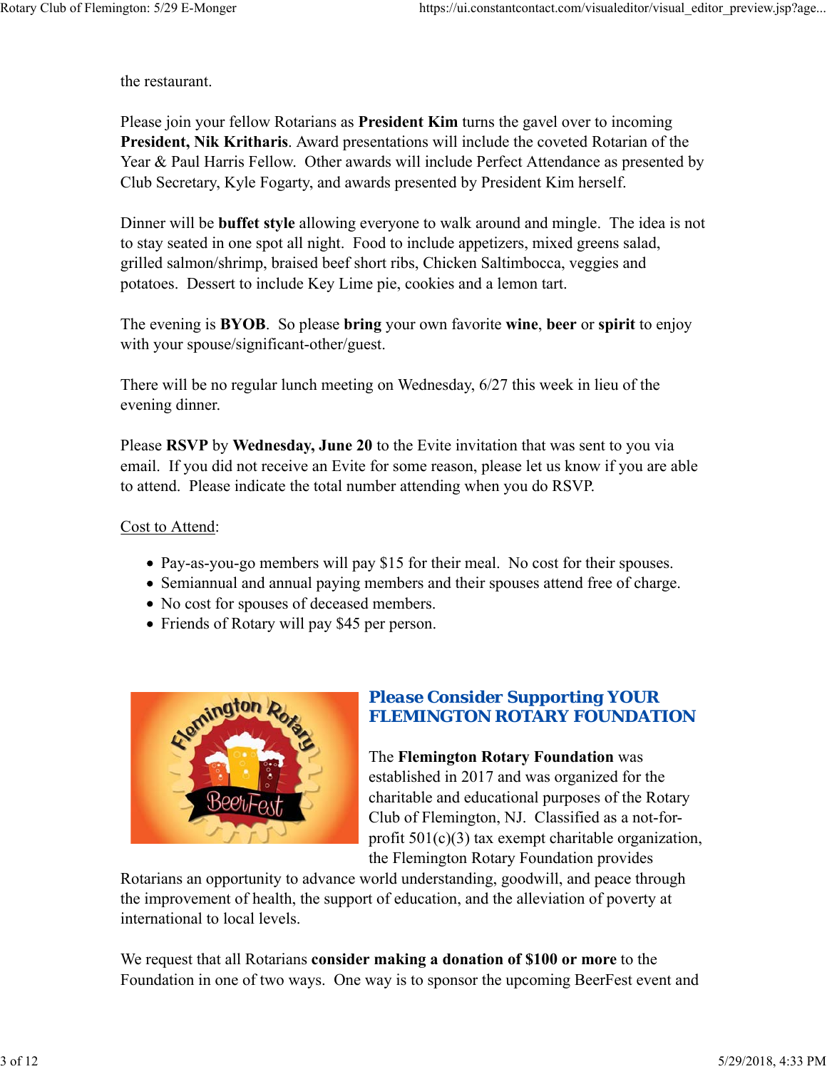the restaurant.

Please join your fellow Rotarians as **President Kim** turns the gavel over to incoming **President, Nik Kritharis**. Award presentations will include the coveted Rotarian of the Year & Paul Harris Fellow. Other awards will include Perfect Attendance as presented by Club Secretary, Kyle Fogarty, and awards presented by President Kim herself.

Dinner will be **buffet style** allowing everyone to walk around and mingle. The idea is not to stay seated in one spot all night. Food to include appetizers, mixed greens salad, grilled salmon/shrimp, braised beef short ribs, Chicken Saltimbocca, veggies and potatoes. Dessert to include Key Lime pie, cookies and a lemon tart.

The evening is **BYOB**. So please **bring** your own favorite **wine**, **beer** or **spirit** to enjoy with your spouse/significant-other/guest.

There will be no regular lunch meeting on Wednesday, 6/27 this week in lieu of the evening dinner.

Please **RSVP** by **Wednesday, June 20** to the Evite invitation that was sent to you via email. If you did not receive an Evite for some reason, please let us know if you are able to attend. Please indicate the total number attending when you do RSVP.

Cost to Attend:

- Pay-as-you-go members will pay $15 for their meal. No cost for their spouses.
- Semiannual and annual paying members and their spouses attend free of charge.
- No cost for spouses of deceased members.
- Friends of Rotary will pay $45 per person.

## Please Consider Supporting YOUR FLEMINGTON ROTARY FOUNDATION

The **Flemington Rotary Foundation** was established in 2017 and was organized for the charitable and educational purposes of the Rotary Club of Flemington, NJ. Classified as a not-for-profit 501(c)(3) tax exempt charitable organization, the Flemington Rotary Foundation provides Rotarians an opportunity to advance world understanding, goodwill, and peace through the improvement of health, the support of education, and the alleviation of poverty at international to local levels.

We request that all Rotarians **consider making a donation of $100 or more** to the Foundation in one of two ways. One way is to sponsor the upcoming BeerFest event and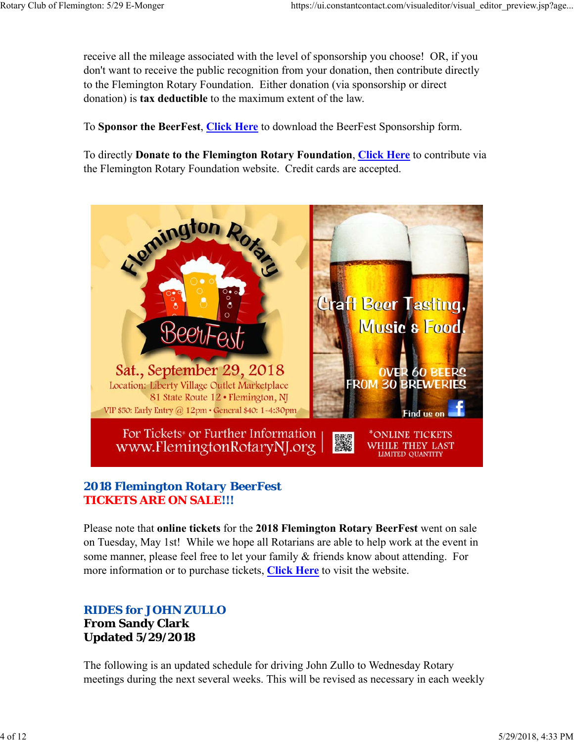receive all the mileage associated with the level of sponsorship you choose! OR, if you don't want to receive the public recognition from your donation, then contribute directly to the Flemington Rotary Foundation. Either donation (via sponsorship or direct donation) is **tax deductible** to the maximum extent of the law.

To **Sponsor the BeerFest**, Click Here to download the BeerFest Sponsorship form.

To directly **Donate to the Flemington Rotary Foundation**, Click Here to contribute via the Flemington Rotary Foundation website. Credit cards are accepted.

Flemington Rotary BeerFest

Sat., September 29, 2018
Location: Liberty Village Outlet Marketplace
81 State Route 12 • Flemington, NJ
VIP $50: Early Entry @ 12pm • General $40: 1-4:30pm

Craft Beer Tasting, Music & Food.

OVER 60 BEERS FROM 30 BREWERIES

Find us on

For Tickets* or Further Information
www.FlemingtonRotaryNJ.org

*ONLINE TICKETS WHILE THEY LAST
LIMITED QUANTITY

### 2018 Flemington Rotary BeerFest
### TICKETS ARE ON SALE!!!

Please note that **online tickets** for the **2018 Flemington Rotary BeerFest** went on sale on Tuesday, May 1st! While we hope all Rotarians are able to help work at the event in some manner, please feel free to let your family & friends know about attending. For more information or to purchase tickets, Click Here to visit the website.

### RIDES for JOHN ZULLO
**From Sandy Clark**
**Updated 5/29/2018**

The following is an updated schedule for driving John Zullo to Wednesday Rotary meetings during the next several weeks. This will be revised as necessary in each weekly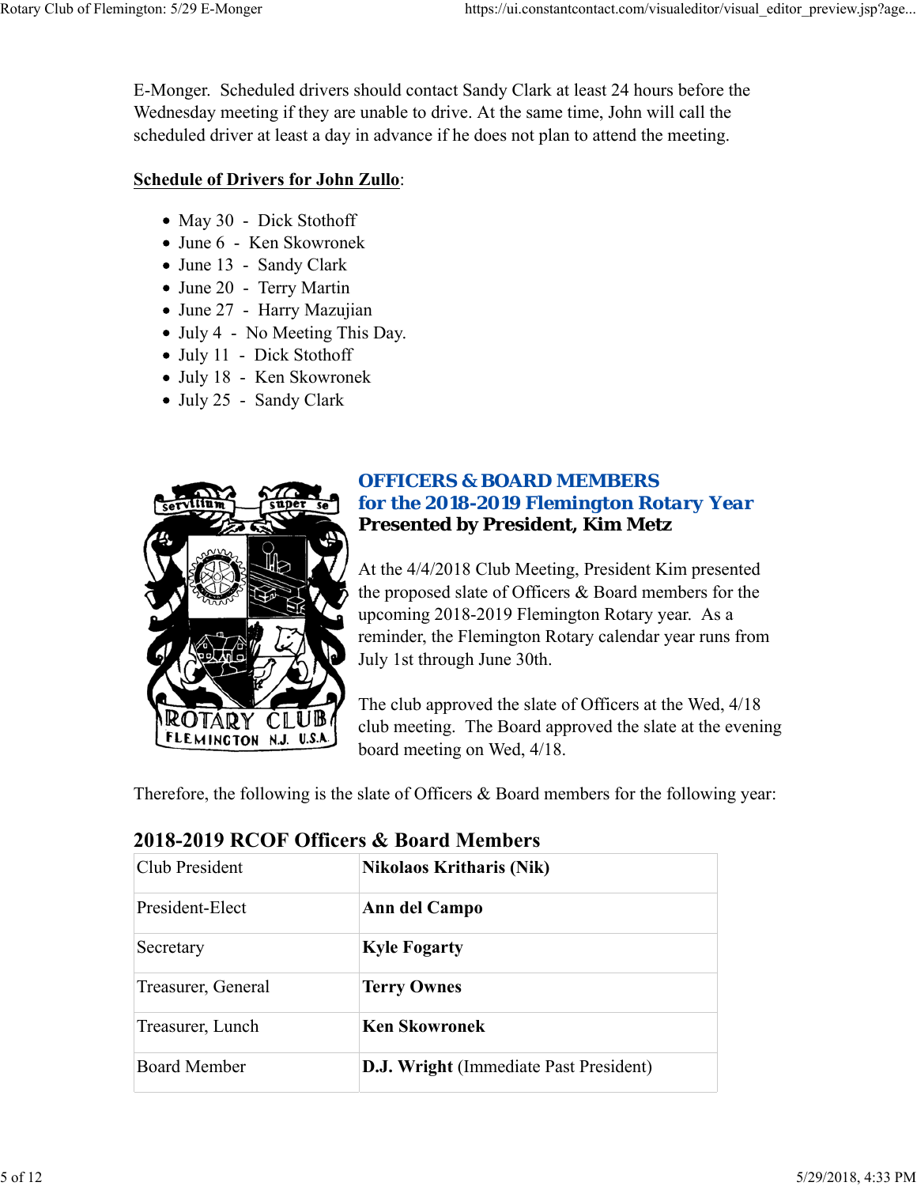E-Monger. Scheduled drivers should contact Sandy Clark at least 24 hours before the Wednesday meeting if they are unable to drive. At the same time, John will call the scheduled driver at least a day in advance if he does not plan to attend the meeting.

**Schedule of Drivers for John Zullo**:

- May 30 - Dick Stothoff
- June 6 - Ken Skowronek
- June 13 - Sandy Clark
- June 20 - Terry Martin
- June 27 - Harry Mazujian
- July 4 - No Meeting This Day.
- July 11 - Dick Stothoff
- July 18 - Ken Skowronek
- July 25 - Sandy Clark

## OFFICERS & BOARD MEMBERS for the 2018-2019 Flemington Rotary Year

**Presented by President, Kim Metz**

At the 4/4/2018 Club Meeting, President Kim presented the proposed slate of Officers & Board members for the upcoming 2018-2019 Flemington Rotary year. As a reminder, the Flemington Rotary calendar year runs from July 1st through June 30th.

The club approved the slate of Officers at the Wed, 4/18 club meeting. The Board approved the slate at the evening board meeting on Wed, 4/18.

Therefore, the following is the slate of Officers & Board members for the following year:

### 2018-2019 RCOF Officers & Board Members

| Role | Name |
|---|---|
| Club President | **Nikolaos Kritharis (Nik)** |
| President-Elect | **Ann del Campo** |
| Secretary | **Kyle Fogarty** |
| Treasurer, General | **Terry Ownes** |
| Treasurer, Lunch | **Ken Skowronek** |
| Board Member | **D.J. Wright** (Immediate Past President) |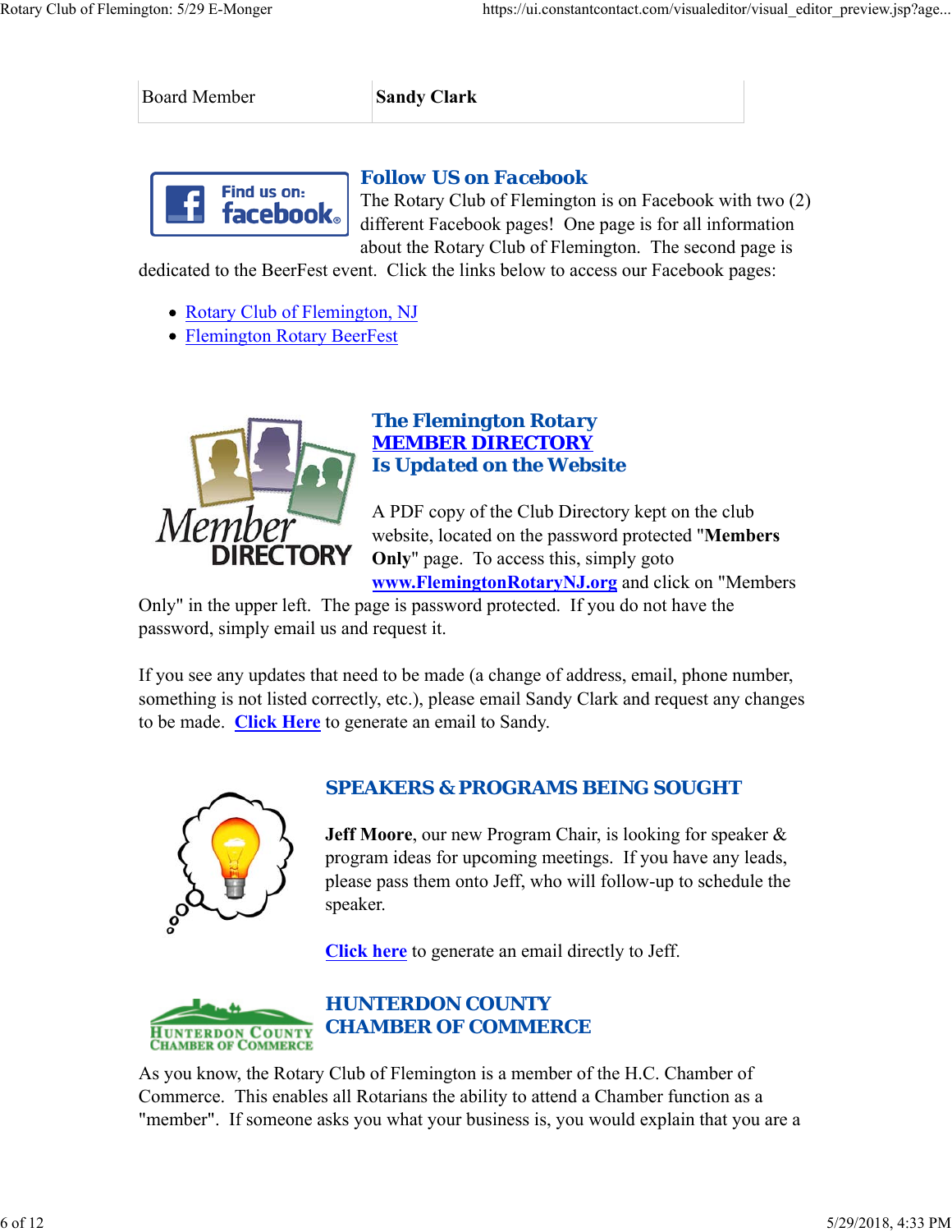| Board Member | **Sandy Clark** |
|---|---|

## Follow US on Facebook

The Rotary Club of Flemington is on Facebook with two (2) different Facebook pages! One page is for all information about the Rotary Club of Flemington. The second page is dedicated to the BeerFest event. Click the links below to access our Facebook pages:

- Rotary Club of Flemington, NJ
- Flemington Rotary BeerFest

## The Flemington Rotary MEMBER DIRECTORY Is Updated on the Website

A PDF copy of the Club Directory kept on the club website, located on the password protected "**Members Only**" page. To access this, simply goto **www.FlemingtonRotaryNJ.org** and click on "Members Only" in the upper left. The page is password protected. If you do not have the password, simply email us and request it.

If you see any updates that need to be made (a change of address, email, phone number, something is not listed correctly, etc.), please email Sandy Clark and request any changes to be made. **Click Here** to generate an email to Sandy.

## SPEAKERS & PROGRAMS BEING SOUGHT

**Jeff Moore**, our new Program Chair, is looking for speaker & program ideas for upcoming meetings. If you have any leads, please pass them onto Jeff, who will follow-up to schedule the speaker.

**Click here** to generate an email directly to Jeff.

## HUNTERDON COUNTY CHAMBER OF COMMERCE

As you know, the Rotary Club of Flemington is a member of the H.C. Chamber of Commerce. This enables all Rotarians the ability to attend a Chamber function as a "member". If someone asks you what your business is, you would explain that you are a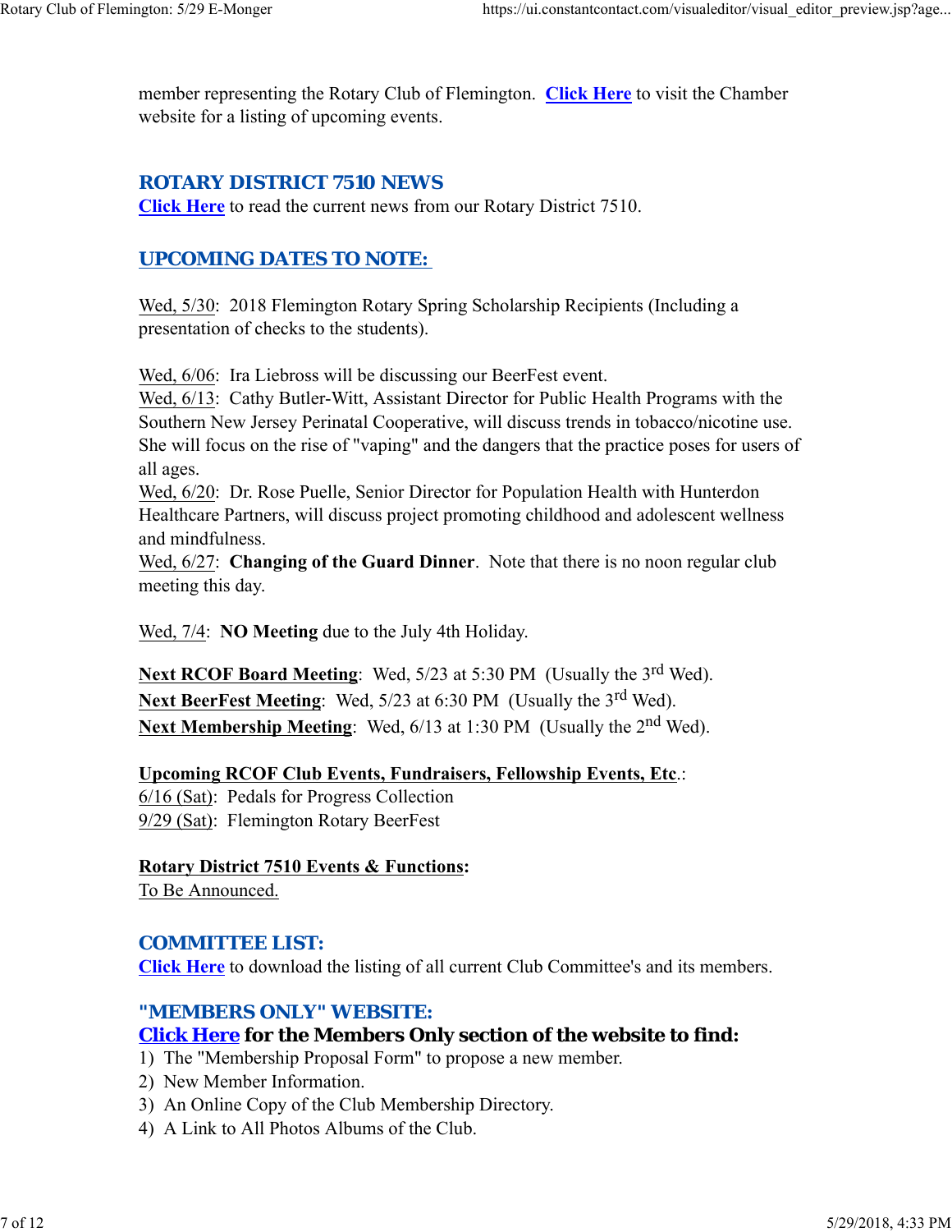member representing the Rotary Club of Flemington. **Click Here** to visit the Chamber website for a listing of upcoming events.

## ROTARY DISTRICT 7510 NEWS

**Click Here** to read the current news from our Rotary District 7510.

## UPCOMING DATES TO NOTE:

Wed, 5/30: 2018 Flemington Rotary Spring Scholarship Recipients (Including a presentation of checks to the students).

Wed, 6/06: Ira Liebross will be discussing our BeerFest event.
Wed, 6/13: Cathy Butler-Witt, Assistant Director for Public Health Programs with the Southern New Jersey Perinatal Cooperative, will discuss trends in tobacco/nicotine use. She will focus on the rise of "vaping" and the dangers that the practice poses for users of all ages.
Wed, 6/20: Dr. Rose Puelle, Senior Director for Population Health with Hunterdon Healthcare Partners, will discuss project promoting childhood and adolescent wellness and mindfulness.
Wed, 6/27: **Changing of the Guard Dinner**. Note that there is no noon regular club meeting this day.

Wed, 7/4: **NO Meeting** due to the July 4th Holiday.

**Next RCOF Board Meeting**: Wed, 5/23 at 5:30 PM (Usually the 3rd Wed).
**Next BeerFest Meeting**: Wed, 5/23 at 6:30 PM (Usually the 3rd Wed).
**Next Membership Meeting**: Wed, 6/13 at 1:30 PM (Usually the 2nd Wed).

**Upcoming RCOF Club Events, Fundraisers, Fellowship Events, Etc.**:
6/16 (Sat): Pedals for Progress Collection
9/29 (Sat): Flemington Rotary BeerFest

**Rotary District 7510 Events & Functions:**
To Be Announced.

## COMMITTEE LIST:

**Click Here** to download the listing of all current Club Committee's and its members.

## "MEMBERS ONLY" WEBSITE:

**Click Here for the Members Only section of the website to find:**

1) The "Membership Proposal Form" to propose a new member.
2) New Member Information.
3) An Online Copy of the Club Membership Directory.
4) A Link to All Photos Albums of the Club.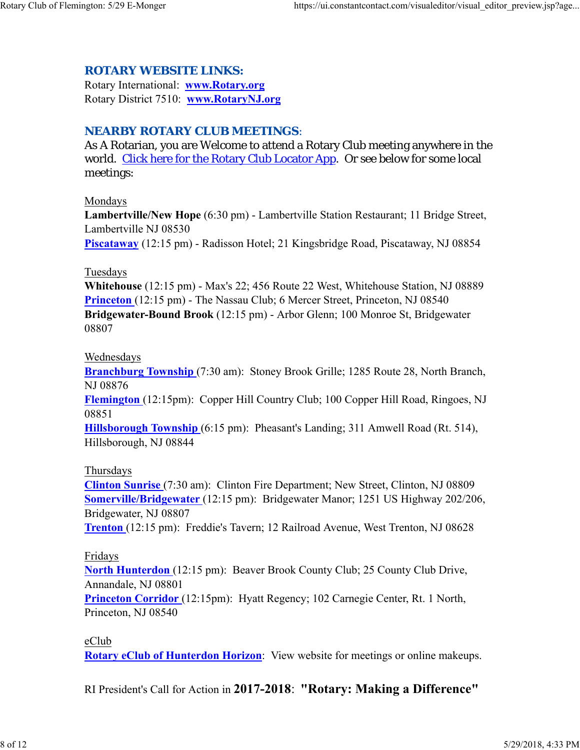## ROTARY WEBSITE LINKS:

Rotary International: **www.Rotary.org**
Rotary District 7510: **www.RotaryNJ.org**

## NEARBY ROTARY CLUB MEETINGS:

As A Rotarian, you are Welcome to attend a Rotary Club meeting anywhere in the world. Click here for the Rotary Club Locator App. Or see below for some local meetings:

Mondays
**Lambertville/New Hope** (6:30 pm) - Lambertville Station Restaurant; 11 Bridge Street, Lambertville NJ 08530
**Piscataway** (12:15 pm) - Radisson Hotel; 21 Kingsbridge Road, Piscataway, NJ 08854

Tuesdays
**Whitehouse** (12:15 pm) - Max's 22; 456 Route 22 West, Whitehouse Station, NJ 08889
**Princeton** (12:15 pm) - The Nassau Club; 6 Mercer Street, Princeton, NJ 08540
**Bridgewater-Bound Brook** (12:15 pm) - Arbor Glenn; 100 Monroe St, Bridgewater 08807

Wednesdays
**Branchburg Township** (7:30 am): Stoney Brook Grille; 1285 Route 28, North Branch, NJ 08876
**Flemington** (12:15pm): Copper Hill Country Club; 100 Copper Hill Road, Ringoes, NJ 08851
**Hillsborough Township** (6:15 pm): Pheasant's Landing; 311 Amwell Road (Rt. 514), Hillsborough, NJ 08844

Thursdays
**Clinton Sunrise** (7:30 am): Clinton Fire Department; New Street, Clinton, NJ 08809
**Somerville/Bridgewater** (12:15 pm): Bridgewater Manor; 1251 US Highway 202/206, Bridgewater, NJ 08807
**Trenton** (12:15 pm): Freddie's Tavern; 12 Railroad Avenue, West Trenton, NJ 08628

Fridays
**North Hunterdon** (12:15 pm): Beaver Brook County Club; 25 County Club Drive, Annandale, NJ 08801
**Princeton Corridor** (12:15pm): Hyatt Regency; 102 Carnegie Center, Rt. 1 North, Princeton, NJ 08540

eClub
**Rotary eClub of Hunterdon Horizon**: View website for meetings or online makeups.

RI President's Call for Action in **2017-2018**: **"Rotary: Making a Difference"**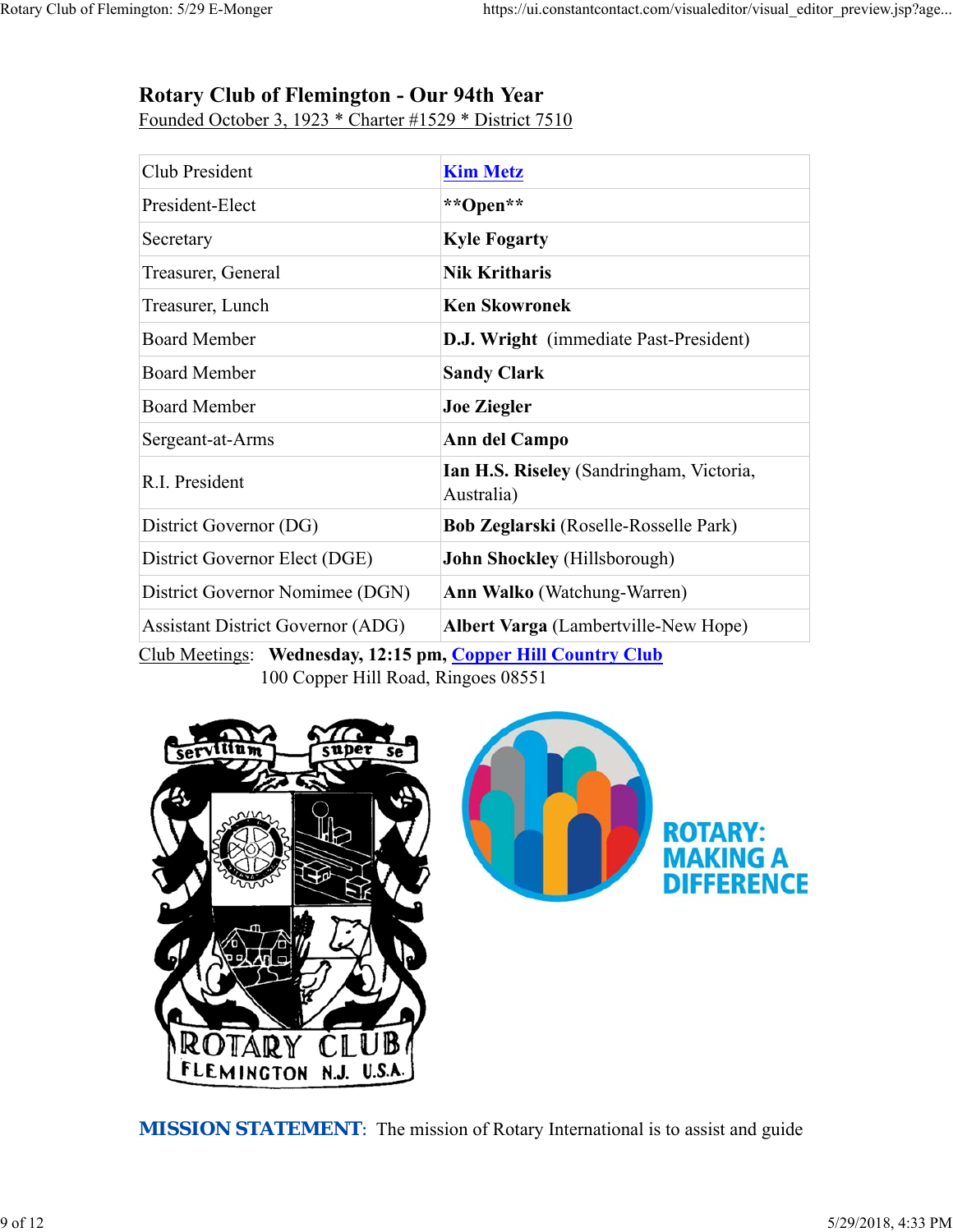## Rotary Club of Flemington - Our 94th Year

Founded October 3, 1923 * Charter #1529 * District 7510

| | |
|---|---|
| Club President | **Kim Metz** |
| President-Elect | **\*\*Open\*\*** |
| Secretary | **Kyle Fogarty** |
| Treasurer, General | **Nik Kritharis** |
| Treasurer, Lunch | **Ken Skowronek** |
| Board Member | **D.J. Wright** (immediate Past-President) |
| Board Member | **Sandy Clark** |
| Board Member | **Joe Ziegler** |
| Sergeant-at-Arms | **Ann del Campo** |
| R.I. President | **Ian H.S. Riseley** (Sandringham, Victoria, Australia) |
| District Governor (DG) | **Bob Zeglarski** (Roselle-Rosselle Park) |
| District Governor Elect (DGE) | **John Shockley** (Hillsborough) |
| District Governor Nominee (DGN) | **Ann Walko** (Watchung-Warren) |
| Assistant District Governor (ADG) | **Albert Varga** (Lambertville-New Hope) |

Club Meetings: **Wednesday, 12:15 pm, Copper Hill Country Club**
100 Copper Hill Road, Ringoes 08551

**MISSION STATEMENT**: The mission of Rotary International is to assist and guide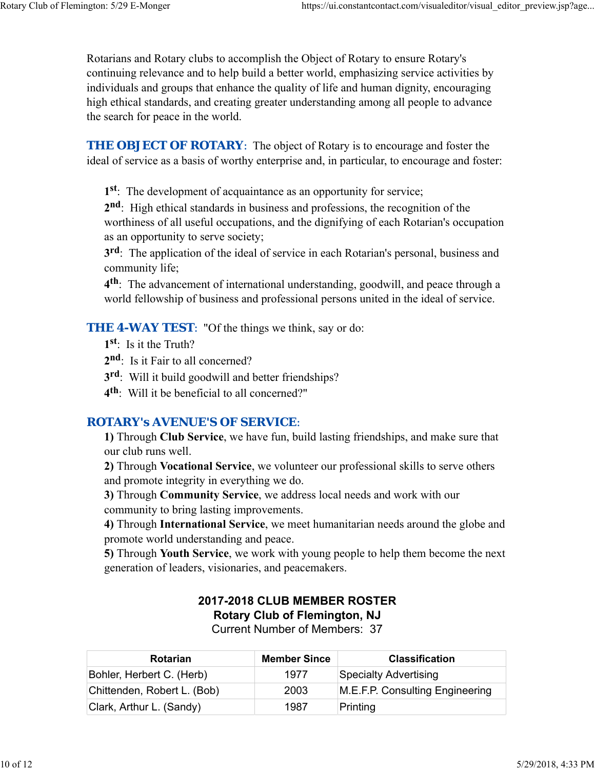Rotarians and Rotary clubs to accomplish the Object of Rotary to ensure Rotary's continuing relevance and to help build a better world, emphasizing service activities by individuals and groups that enhance the quality of life and human dignity, encouraging high ethical standards, and creating greater understanding among all people to advance the search for peace in the world.

**THE OBJECT OF ROTARY**: The object of Rotary is to encourage and foster the ideal of service as a basis of worthy enterprise and, in particular, to encourage and foster:

1st: The development of acquaintance as an opportunity for service;
2nd: High ethical standards in business and professions, the recognition of the worthiness of all useful occupations, and the dignifying of each Rotarian's occupation as an opportunity to serve society;
3rd: The application of the ideal of service in each Rotarian's personal, business and community life;
4th: The advancement of international understanding, goodwill, and peace through a world fellowship of business and professional persons united in the ideal of service.

**THE 4-WAY TEST**: "Of the things we think, say or do:
1st: Is it the Truth?
2nd: Is it Fair to all concerned?
3rd: Will it build goodwill and better friendships?
4th: Will it be beneficial to all concerned?"

**ROTARY's AVENUE'S OF SERVICE**:
**1)** Through **Club Service**, we have fun, build lasting friendships, and make sure that our club runs well.
**2)** Through **Vocational Service**, we volunteer our professional skills to serve others and promote integrity in everything we do.
**3)** Through **Community Service**, we address local needs and work with our community to bring lasting improvements.
**4)** Through **International Service**, we meet humanitarian needs around the globe and promote world understanding and peace.
**5)** Through **Youth Service**, we work with young people to help them become the next generation of leaders, visionaries, and peacemakers.

**2017-2018 CLUB MEMBER ROSTER**
**Rotary Club of Flemington, NJ**
Current Number of Members: 37

| Rotarian | Member Since | Classification |
|---|---|---|
| Bohler, Herbert C. (Herb) | 1977 | Specialty Advertising |
| Chittenden, Robert L. (Bob) | 2003 | M.E.F.P. Consulting Engineering |
| Clark, Arthur L. (Sandy) | 1987 | Printing |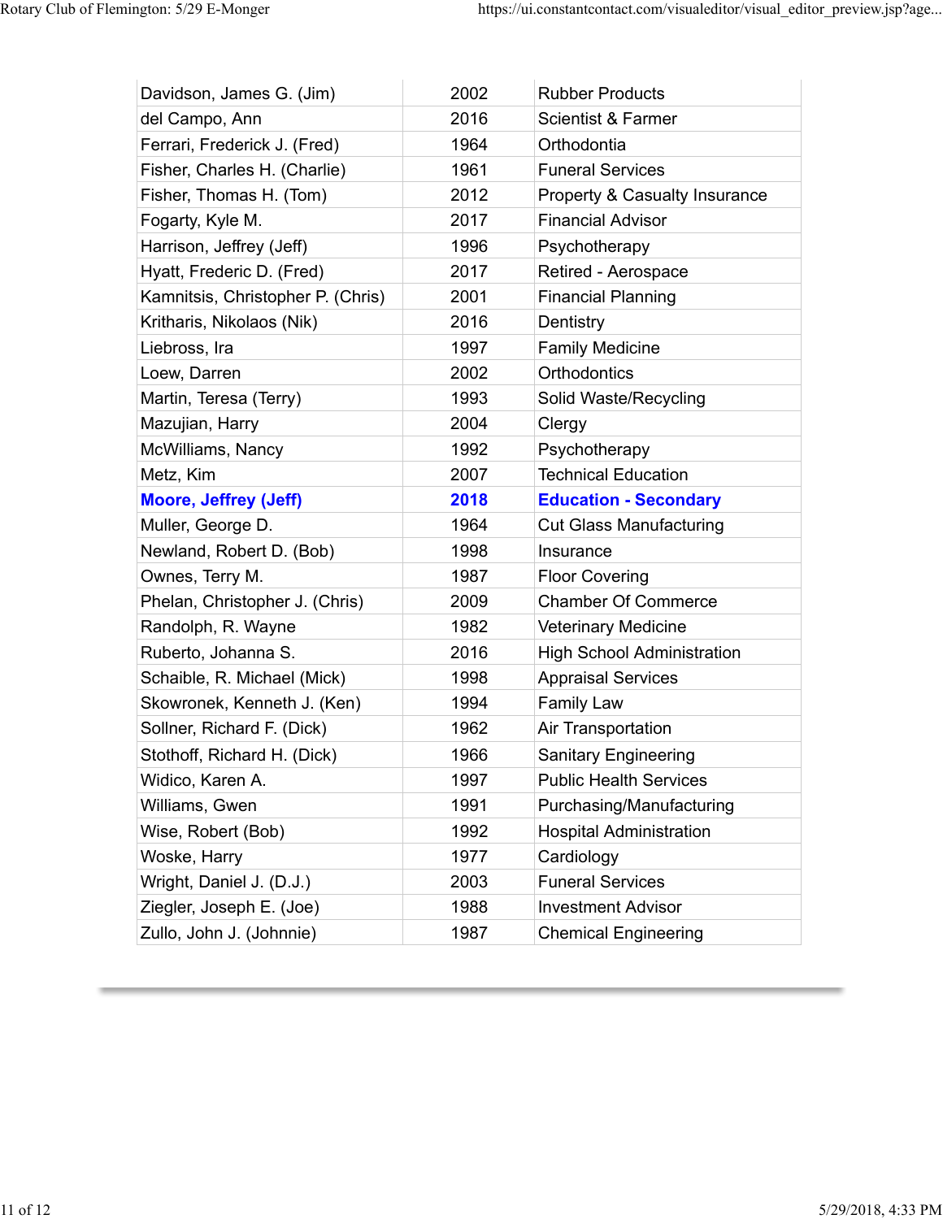| | | |
|---|---|---|
| Davidson, James G. (Jim) | 2002 | Rubber Products |
| del Campo, Ann | 2016 | Scientist & Farmer |
| Ferrari, Frederick J. (Fred) | 1964 | Orthodontia |
| Fisher, Charles H. (Charlie) | 1961 | Funeral Services |
| Fisher, Thomas H. (Tom) | 2012 | Property & Casualty Insurance |
| Fogarty, Kyle M. | 2017 | Financial Advisor |
| Harrison, Jeffrey (Jeff) | 1996 | Psychotherapy |
| Hyatt, Frederic D. (Fred) | 2017 | Retired - Aerospace |
| Kamnitsis, Christopher P. (Chris) | 2001 | Financial Planning |
| Kritharis, Nikolaos (Nik) | 2016 | Dentistry |
| Liebross, Ira | 1997 | Family Medicine |
| Loew, Darren | 2002 | Orthodontics |
| Martin, Teresa (Terry) | 1993 | Solid Waste/Recycling |
| Mazujian, Harry | 2004 | Clergy |
| McWilliams, Nancy | 1992 | Psychotherapy |
| Metz, Kim | 2007 | Technical Education |
| **Moore, Jeffrey (Jeff)** | **2018** | **Education - Secondary** |
| Muller, George D. | 1964 | Cut Glass Manufacturing |
| Newland, Robert D. (Bob) | 1998 | Insurance |
| Ownes, Terry M. | 1987 | Floor Covering |
| Phelan, Christopher J. (Chris) | 2009 | Chamber Of Commerce |
| Randolph, R. Wayne | 1982 | Veterinary Medicine |
| Ruberto, Johanna S. | 2016 | High School Administration |
| Schaible, R. Michael (Mick) | 1998 | Appraisal Services |
| Skowronek, Kenneth J. (Ken) | 1994 | Family Law |
| Sollner, Richard F. (Dick) | 1962 | Air Transportation |
| Stothoff, Richard H. (Dick) | 1966 | Sanitary Engineering |
| Widico, Karen A. | 1997 | Public Health Services |
| Williams, Gwen | 1991 | Purchasing/Manufacturing |
| Wise, Robert (Bob) | 1992 | Hospital Administration |
| Woske, Harry | 1977 | Cardiology |
| Wright, Daniel J. (D.J.) | 2003 | Funeral Services |
| Ziegler, Joseph E. (Joe) | 1988 | Investment Advisor |
| Zullo, John J. (Johnnie) | 1987 | Chemical Engineering |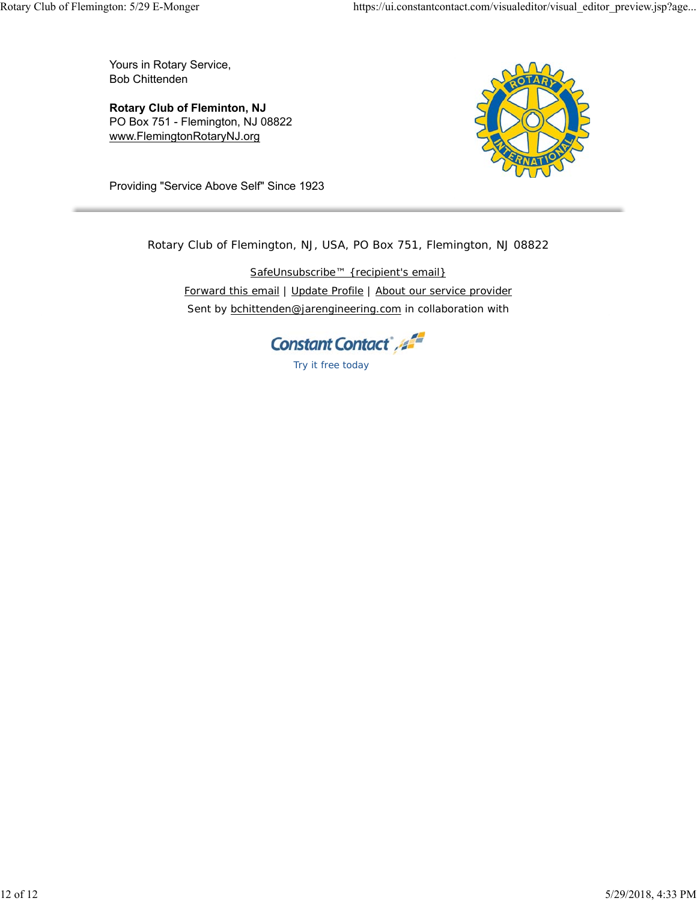Yours in Rotary Service,
Bob Chittenden

**Rotary Club of Fleminton, NJ**
PO Box 751 - Flemington, NJ 08822
www.FlemingtonRotaryNJ.org

Providing "Service Above Self" Since 1923

---

Rotary Club of Flemington, NJ, USA, PO Box 751, Flemington, NJ 08822

SafeUnsubscribe™ {recipient's email}

Forward this email | Update Profile | About our service provider

Sent by bchittenden@jarengineering.com in collaboration with

Constant Contact

Try it free today